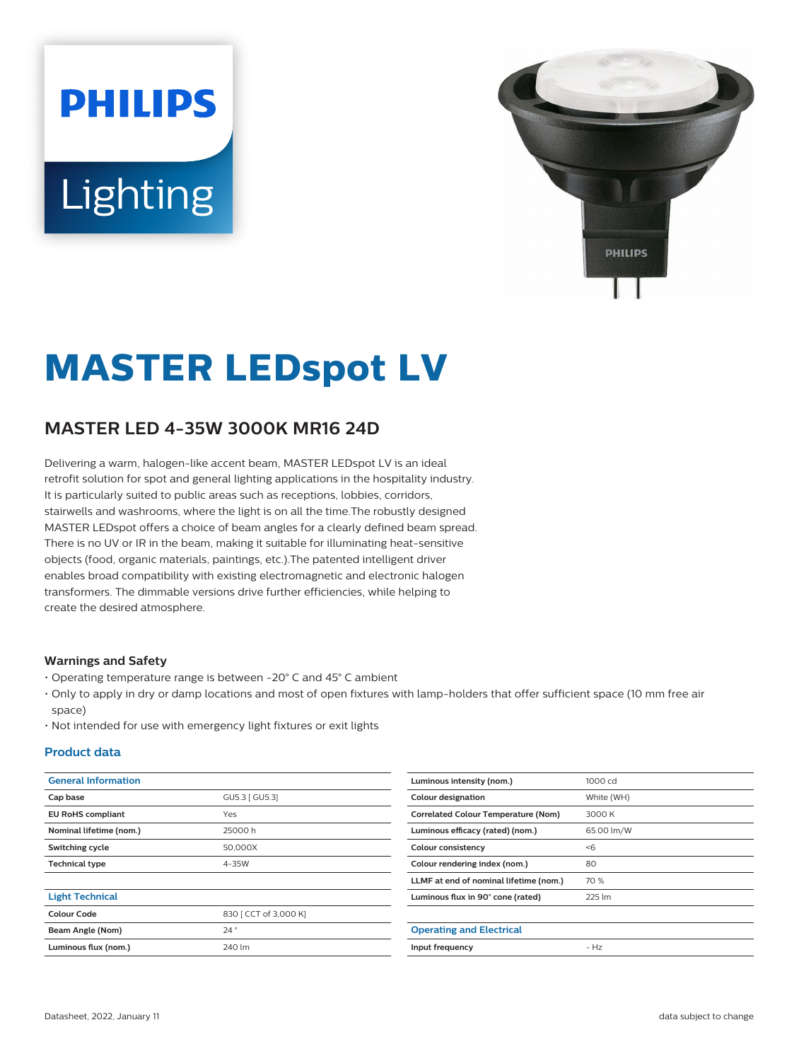# MASTER LEDspot LV

## MASTER LED 4-35W 3000K MR16 24D

Delivering a warm, halogen-like accent beam, MASTER LEDspot LV is an ideal retrofit solution for spot and general lighting applications in the hospitality industry. It is particularly suited to public areas such as receptions, lobbies, corridors, stairwells and washrooms, where the light is on all the time.The robustly designed MASTER LEDspot offers a choice of beam angles for a clearly defined beam spread. There is no UV or IR in the beam, making it suitable for illuminating heat-sensitive objects (food, organic materials, paintings, etc.).The patented intelligent driver enables broad compatibility with existing electromagnetic and electronic halogen transformers. The dimmable versions drive further efficiencies, while helping to create the desired atmosphere.

### Warnings and Safety

- Operating temperature range is between -20° C and 45° C ambient
- Only to apply in dry or damp locations and most of open fixtures with lamp-holders that offer sufficient space (10 mm free air space)
- Not intended for use with emergency light fixtures or exit lights

### Product data

| General Information | |
|---|---|
| Cap base | GU5.3 [ GU5.3] |
| EU RoHS compliant | Yes |
| Nominal lifetime (nom.) | 25000 h |
| Switching cycle | 50,000X |
| Technical type | 4-35W |

| Light Technical | |
|---|---|
| Colour Code | 830 [ CCT of 3,000 K] |
| Beam Angle (Nom) | 24 ° |
| Luminous flux (nom.) | 240 lm |
| Luminous intensity (nom.) | 1000 cd |
| Colour designation | White (WH) |
| Correlated Colour Temperature (Nom) | 3000 K |
| Luminous efficacy (rated) (nom.) | 65.00 lm/W |
| Colour consistency | <6 |
| Colour rendering index (nom.) | 80 |
| LLMF at end of nominal lifetime (nom.) | 70 % |
| Luminous flux in 90° cone (rated) | 225 lm |

| Operating and Electrical | |
|---|---|
| Input frequency | - Hz |

Datasheet, 2022, January 11

data subject to change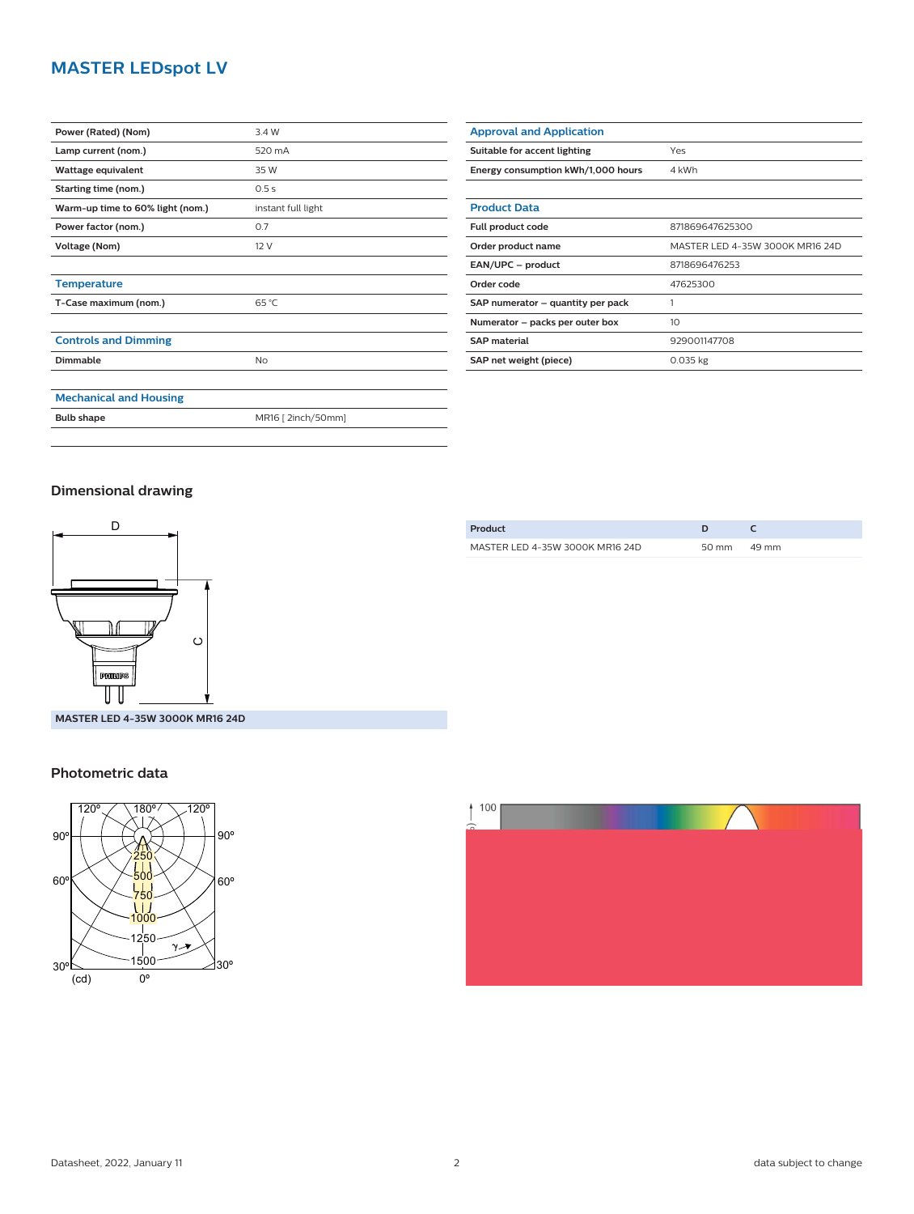# MASTER LEDspot LV

| | |
|---|---|
| **Power (Rated) (Nom)** | 3.4 W |
| **Lamp current (nom.)** | 520 mA |
| **Wattage equivalent** | 35 W |
| **Starting time (nom.)** | 0.5 s |
| **Warm-up time to 60% light (nom.)** | instant full light |
| **Power factor (nom.)** | 0.7 |
| **Voltage (Nom)** | 12 V |

## Temperature

| | |
|---|---|
| **T-Case maximum (nom.)** | 65 °C |

## Controls and Dimming

| | |
|---|---|
| **Dimmable** | No |

## Mechanical and Housing

| | |
|---|---|
| **Bulb shape** | MR16 [ 2inch/50mm] |

## Approval and Application

| | |
|---|---|
| **Suitable for accent lighting** | Yes |
| **Energy consumption kWh/1,000 hours** | 4 kWh |

## Product Data

| | |
|---|---|
| **Full product code** | 871869647625300 |
| **Order product name** | MASTER LED 4-35W 3000K MR16 24D |
| **EAN/UPC – product** | 8718696476253 |
| **Order code** | 47625300 |
| **SAP numerator – quantity per pack** | 1 |
| **Numerator – packs per outer box** | 10 |
| **SAP material** | 929001147708 |
| **SAP net weight (piece)** | 0.035 kg |

## Dimensional drawing

**MASTER LED 4-35W 3000K MR16 24D**

| Product | D | C |
|---|---|---|
| MASTER LED 4-35W 3000K MR16 24D | 50 mm | 49 mm |

## Photometric data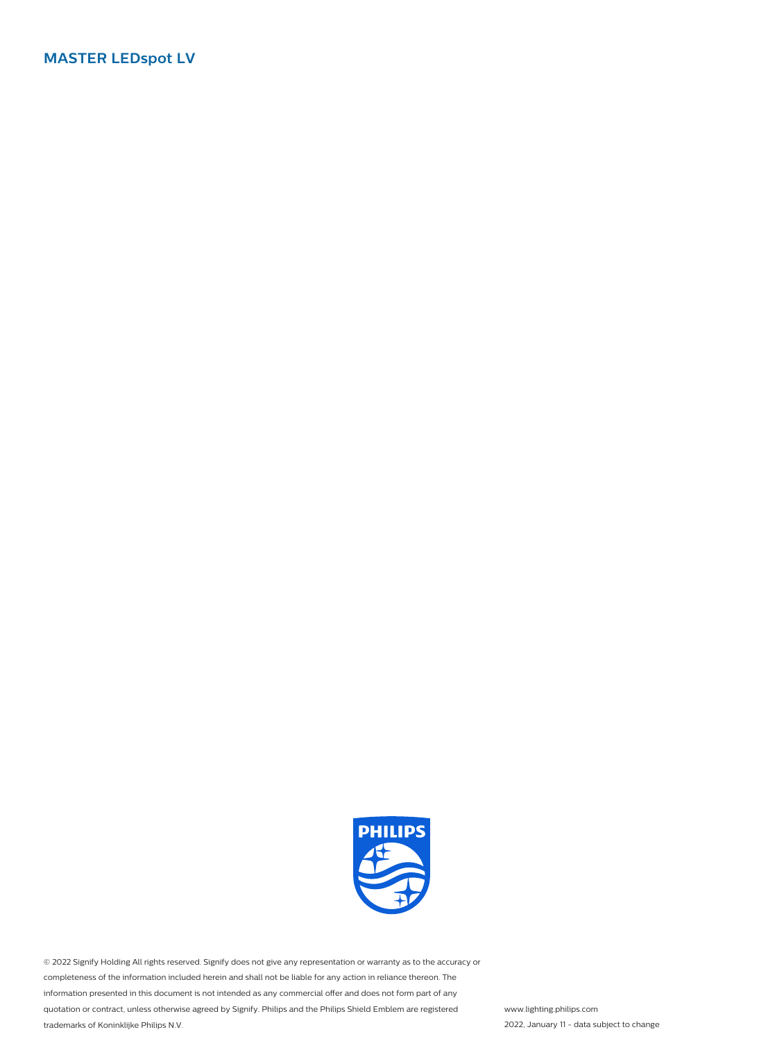© 2022 Signify Holding All rights reserved. Signify does not give any representation or warranty as to the accuracy or completeness of the information included herein and shall not be liable for any action in reliance thereon. The information presented in this document is not intended as any commercial offer and does not form part of any quotation or contract, unless otherwise agreed by Signify. Philips and the Philips Shield Emblem are registered trademarks of Koninklijke Philips N.V.

www.lighting.philips.com

2022, January 11 - data subject to change